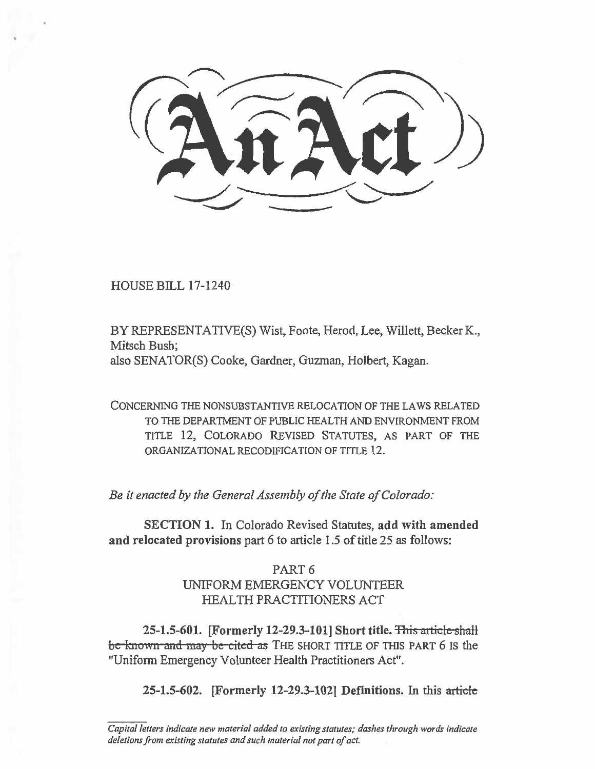# An Act

HOUSE BILL 17-1240

BY REPRESENTATIVE(S) Wist, Foote, Herod, Lee, Willett, Becker K., Mitsch Bush;
also SENATOR(S) Cooke, Gardner, Guzman, Holbert, Kagan.

CONCERNING THE NONSUBSTANTIVE RELOCATION OF THE LAWS RELATED TO THE DEPARTMENT OF PUBLIC HEALTH AND ENVIRONMENT FROM TITLE 12, COLORADO REVISED STATUTES, AS PART OF THE ORGANIZATIONAL RECODIFICATION OF TITLE 12.

*Be it enacted by the General Assembly of the State of Colorado:*

**SECTION 1.** In Colorado Revised Statutes, **add with amended and relocated provisions** part 6 to article 1.5 of title 25 as follows:

PART 6
UNIFORM EMERGENCY VOLUNTEER HEALTH PRACTITIONERS ACT

**25-1.5-601. [Formerly 12-29.3-101] Short title.** ~~This article shall be known and may be cited as~~ THE SHORT TITLE OF THIS PART 6 IS the "Uniform Emergency Volunteer Health Practitioners Act".

**25-1.5-602. [Formerly 12-29.3-102] Definitions.** In this ~~article~~

*Capital letters indicate new material added to existing statutes; dashes through words indicate deletions from existing statutes and such material not part of act.*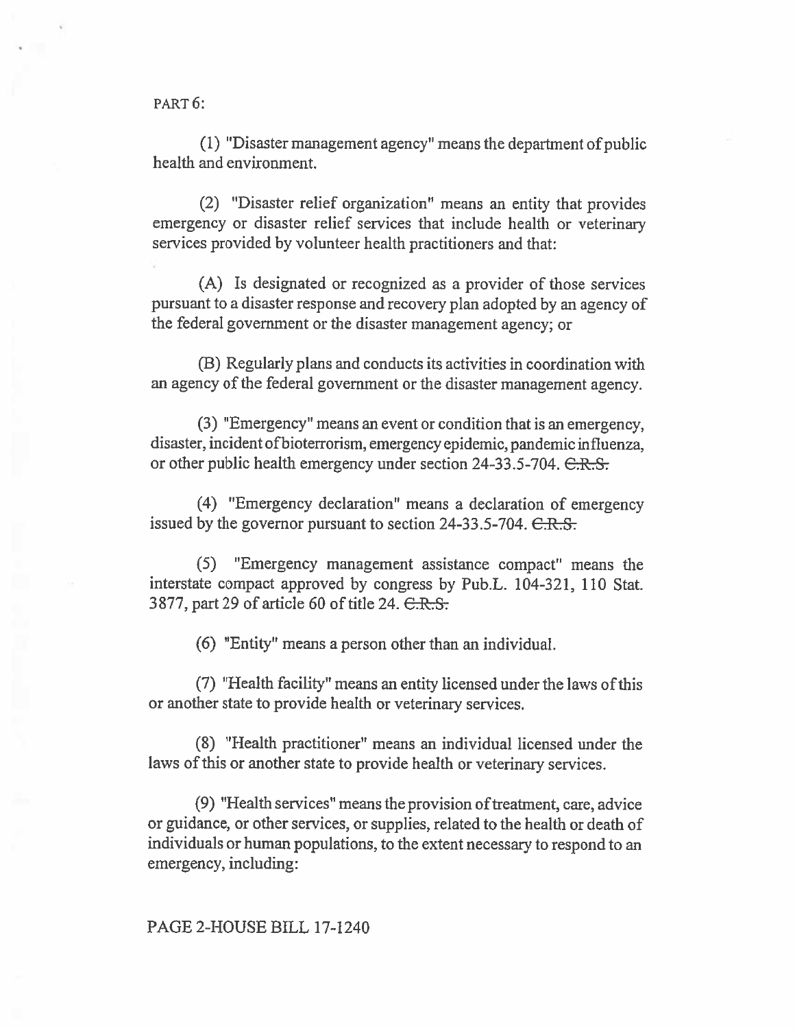PART 6:

(1) "Disaster management agency" means the department of public health and environment.

(2) "Disaster relief organization" means an entity that provides emergency or disaster relief services that include health or veterinary services provided by volunteer health practitioners and that:

(A) Is designated or recognized as a provider of those services pursuant to a disaster response and recovery plan adopted by an agency of the federal government or the disaster management agency; or

(B) Regularly plans and conducts its activities in coordination with an agency of the federal government or the disaster management agency.

(3) "Emergency" means an event or condition that is an emergency, disaster, incident of bioterrorism, emergency epidemic, pandemic influenza, or other public health emergency under section 24-33.5-704. ~~C.R.S.~~

(4) "Emergency declaration" means a declaration of emergency issued by the governor pursuant to section 24-33.5-704. ~~C.R.S.~~

(5) "Emergency management assistance compact" means the interstate compact approved by congress by Pub.L. 104-321, 110 Stat. 3877, part 29 of article 60 of title 24. ~~C.R.S.~~

(6) "Entity" means a person other than an individual.

(7) "Health facility" means an entity licensed under the laws of this or another state to provide health or veterinary services.

(8) "Health practitioner" means an individual licensed under the laws of this or another state to provide health or veterinary services.

(9) "Health services" means the provision of treatment, care, advice or guidance, or other services, or supplies, related to the health or death of individuals or human populations, to the extent necessary to respond to an emergency, including: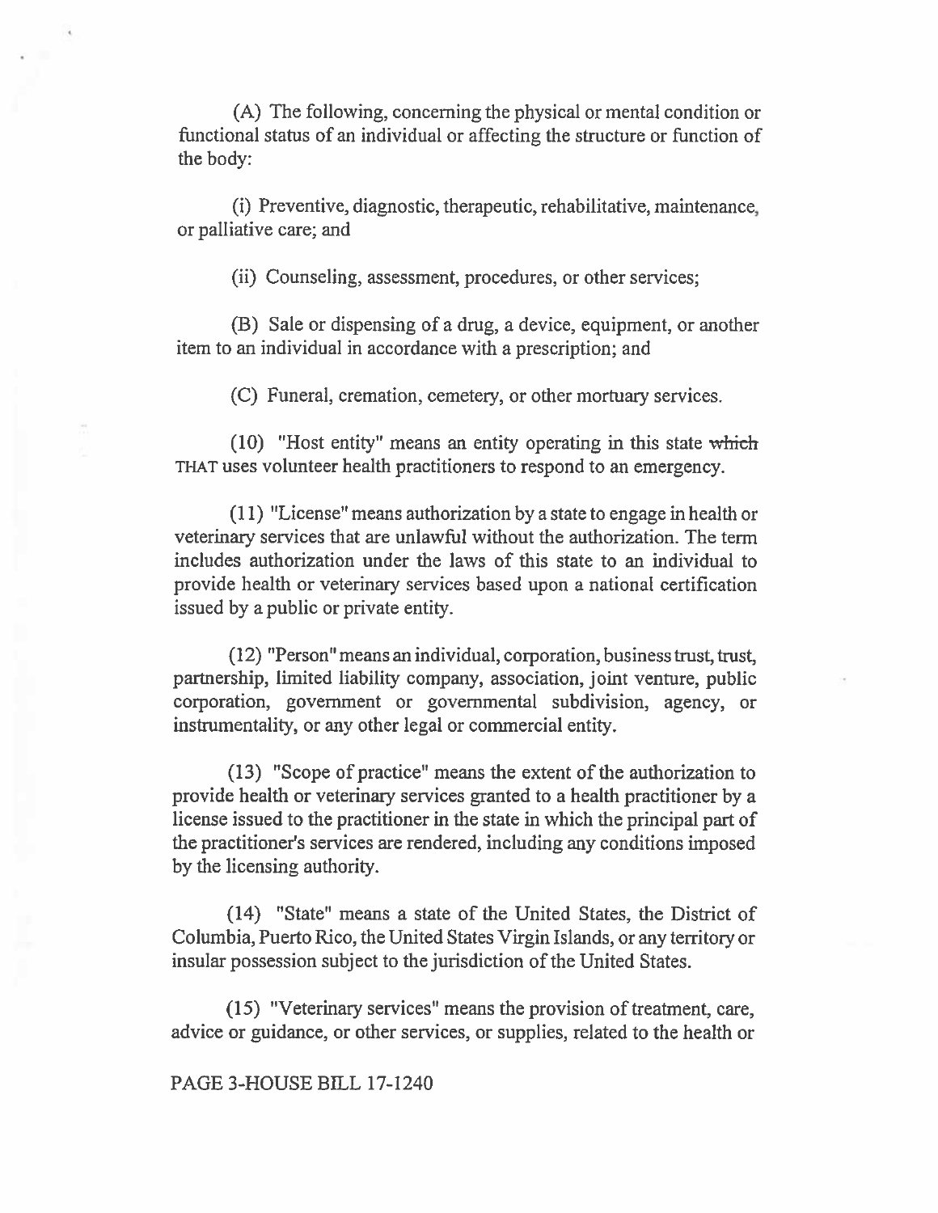(A) The following, concerning the physical or mental condition or functional status of an individual or affecting the structure or function of the body:

(i) Preventive, diagnostic, therapeutic, rehabilitative, maintenance, or palliative care; and

(ii) Counseling, assessment, procedures, or other services;

(B) Sale or dispensing of a drug, a device, equipment, or another item to an individual in accordance with a prescription; and

(C) Funeral, cremation, cemetery, or other mortuary services.

(10) "Host entity" means an entity operating in this state ~~which~~ THAT uses volunteer health practitioners to respond to an emergency.

(11) "License" means authorization by a state to engage in health or veterinary services that are unlawful without the authorization. The term includes authorization under the laws of this state to an individual to provide health or veterinary services based upon a national certification issued by a public or private entity.

(12) "Person" means an individual, corporation, business trust, trust, partnership, limited liability company, association, joint venture, public corporation, government or governmental subdivision, agency, or instrumentality, or any other legal or commercial entity.

(13) "Scope of practice" means the extent of the authorization to provide health or veterinary services granted to a health practitioner by a license issued to the practitioner in the state in which the principal part of the practitioner's services are rendered, including any conditions imposed by the licensing authority.

(14) "State" means a state of the United States, the District of Columbia, Puerto Rico, the United States Virgin Islands, or any territory or insular possession subject to the jurisdiction of the United States.

(15) "Veterinary services" means the provision of treatment, care, advice or guidance, or other services, or supplies, related to the health or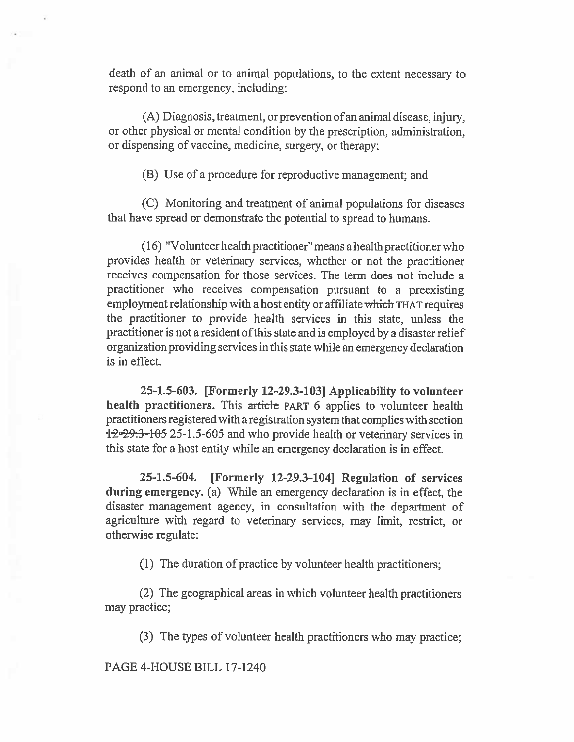death of an animal or to animal populations, to the extent necessary to respond to an emergency, including:

(A) Diagnosis, treatment, or prevention of an animal disease, injury, or other physical or mental condition by the prescription, administration, or dispensing of vaccine, medicine, surgery, or therapy;

(B) Use of a procedure for reproductive management; and

(C) Monitoring and treatment of animal populations for diseases that have spread or demonstrate the potential to spread to humans.

(16) "Volunteer health practitioner" means a health practitioner who provides health or veterinary services, whether or not the practitioner receives compensation for those services. The term does not include a practitioner who receives compensation pursuant to a preexisting employment relationship with a host entity or affiliate ~~which~~ THAT requires the practitioner to provide health services in this state, unless the practitioner is not a resident of this state and is employed by a disaster relief organization providing services in this state while an emergency declaration is in effect.

**25-1.5-603. [Formerly 12-29.3-103] Applicability to volunteer health practitioners.** This ~~article~~ PART 6 applies to volunteer health practitioners registered with a registration system that complies with section ~~12-29.3-105~~ 25-1.5-605 and who provide health or veterinary services in this state for a host entity while an emergency declaration is in effect.

**25-1.5-604. [Formerly 12-29.3-104] Regulation of services during emergency.** (a) While an emergency declaration is in effect, the disaster management agency, in consultation with the department of agriculture with regard to veterinary services, may limit, restrict, or otherwise regulate:

(1) The duration of practice by volunteer health practitioners;

(2) The geographical areas in which volunteer health practitioners may practice;

(3) The types of volunteer health practitioners who may practice;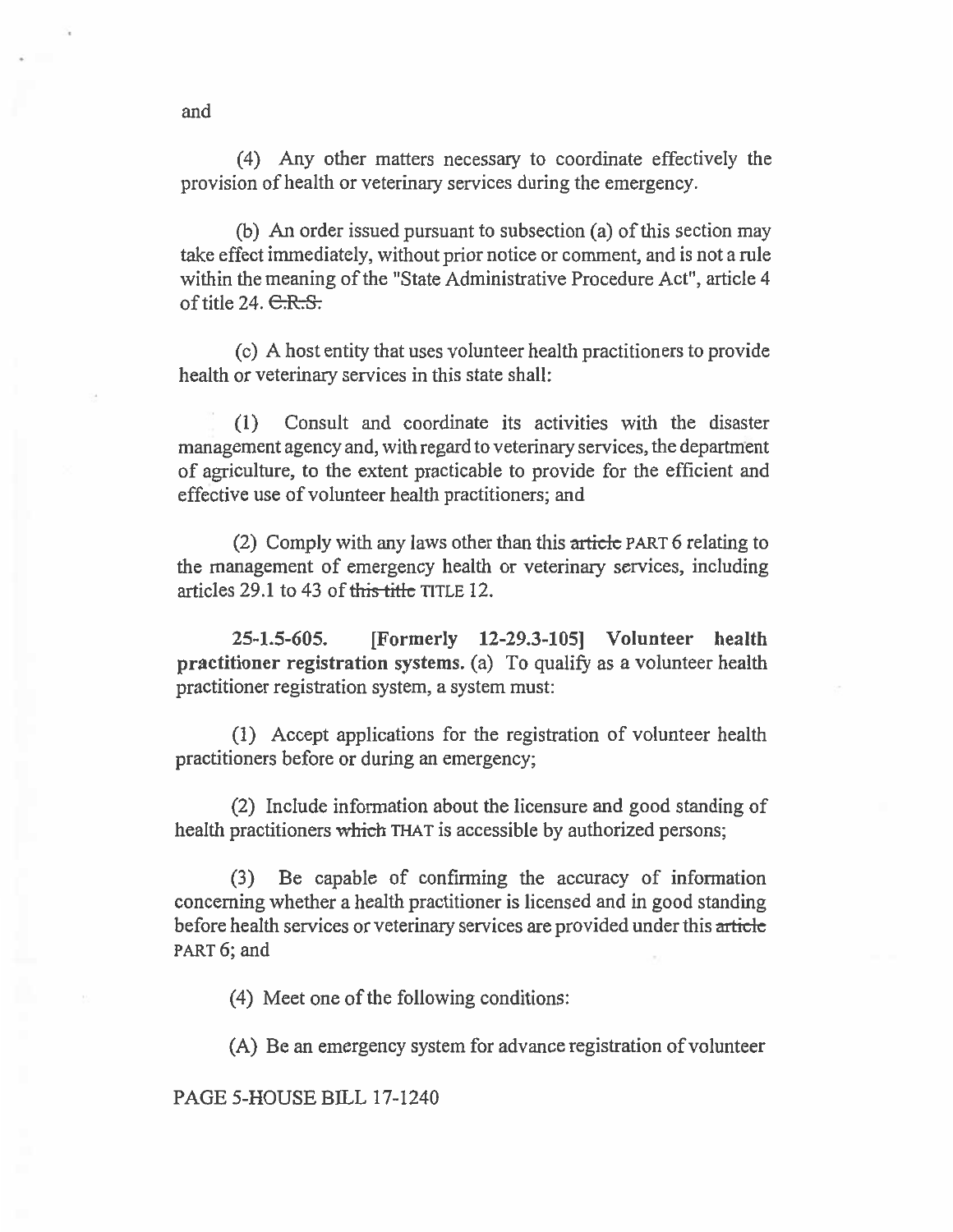and

(4) Any other matters necessary to coordinate effectively the provision of health or veterinary services during the emergency.

(b) An order issued pursuant to subsection (a) of this section may take effect immediately, without prior notice or comment, and is not a rule within the meaning of the "State Administrative Procedure Act", article 4 of title 24. ~~C.R.S.~~

(c) A host entity that uses volunteer health practitioners to provide health or veterinary services in this state shall:

(1) Consult and coordinate its activities with the disaster management agency and, with regard to veterinary services, the department of agriculture, to the extent practicable to provide for the efficient and effective use of volunteer health practitioners; and

(2) Comply with any laws other than this ~~article~~ PART 6 relating to the management of emergency health or veterinary services, including articles 29.1 to 43 of ~~this title~~ TITLE 12.

**25-1.5-605. [Formerly 12-29.3-105] Volunteer health practitioner registration systems.** (a) To qualify as a volunteer health practitioner registration system, a system must:

(1) Accept applications for the registration of volunteer health practitioners before or during an emergency;

(2) Include information about the licensure and good standing of health practitioners ~~which~~ THAT is accessible by authorized persons;

(3) Be capable of confirming the accuracy of information concerning whether a health practitioner is licensed and in good standing before health services or veterinary services are provided under this ~~article~~ PART 6; and

(4) Meet one of the following conditions:

(A) Be an emergency system for advance registration of volunteer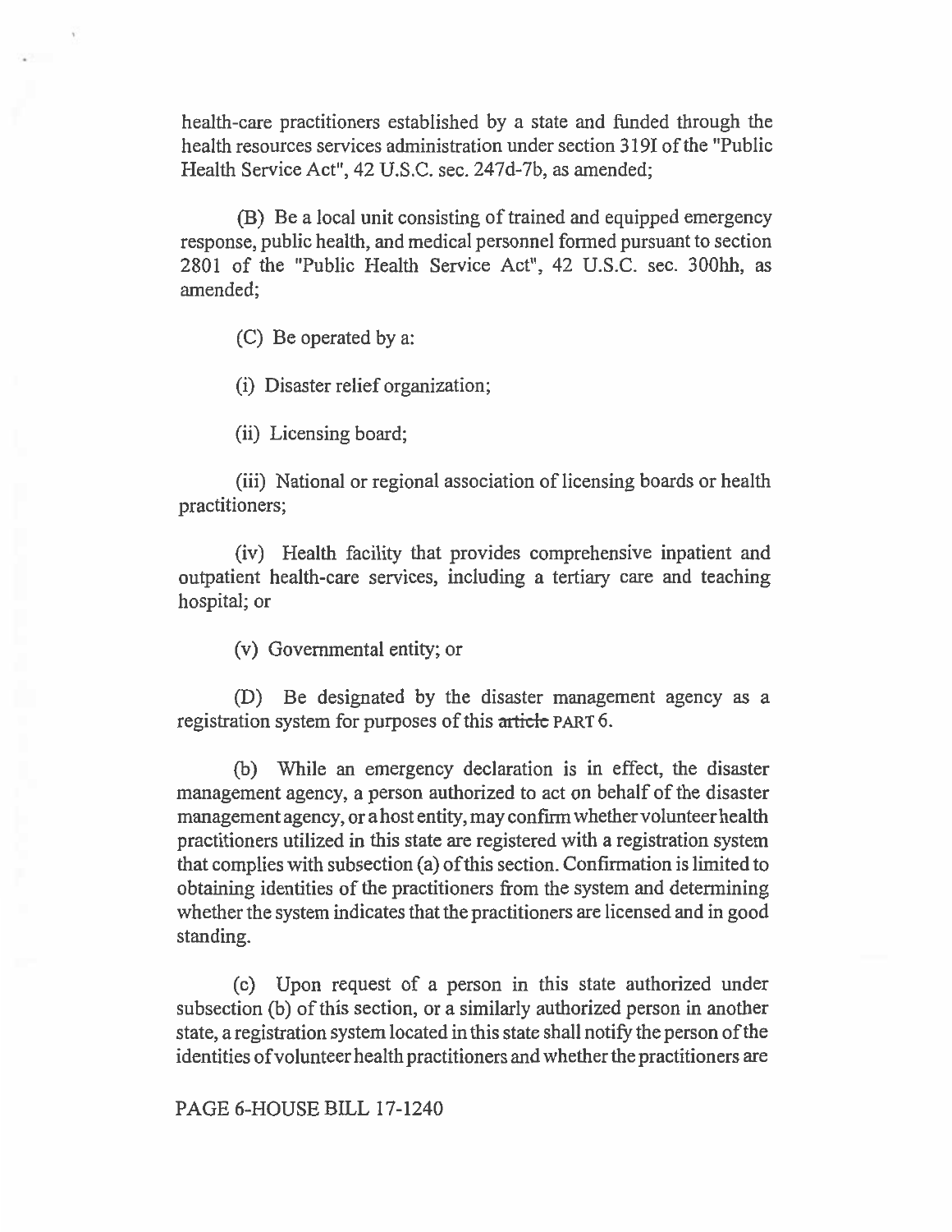health-care practitioners established by a state and funded through the health resources services administration under section 319I of the "Public Health Service Act", 42 U.S.C. sec. 247d-7b, as amended;

(B) Be a local unit consisting of trained and equipped emergency response, public health, and medical personnel formed pursuant to section 2801 of the "Public Health Service Act", 42 U.S.C. sec. 300hh, as amended;

(C) Be operated by a:

(i) Disaster relief organization;

(ii) Licensing board;

(iii) National or regional association of licensing boards or health practitioners;

(iv) Health facility that provides comprehensive inpatient and outpatient health-care services, including a tertiary care and teaching hospital; or

(v) Governmental entity; or

(D) Be designated by the disaster management agency as a registration system for purposes of this ~~article~~ PART 6.

(b) While an emergency declaration is in effect, the disaster management agency, a person authorized to act on behalf of the disaster management agency, or a host entity, may confirm whether volunteer health practitioners utilized in this state are registered with a registration system that complies with subsection (a) of this section. Confirmation is limited to obtaining identities of the practitioners from the system and determining whether the system indicates that the practitioners are licensed and in good standing.

(c) Upon request of a person in this state authorized under subsection (b) of this section, or a similarly authorized person in another state, a registration system located in this state shall notify the person of the identities of volunteer health practitioners and whether the practitioners are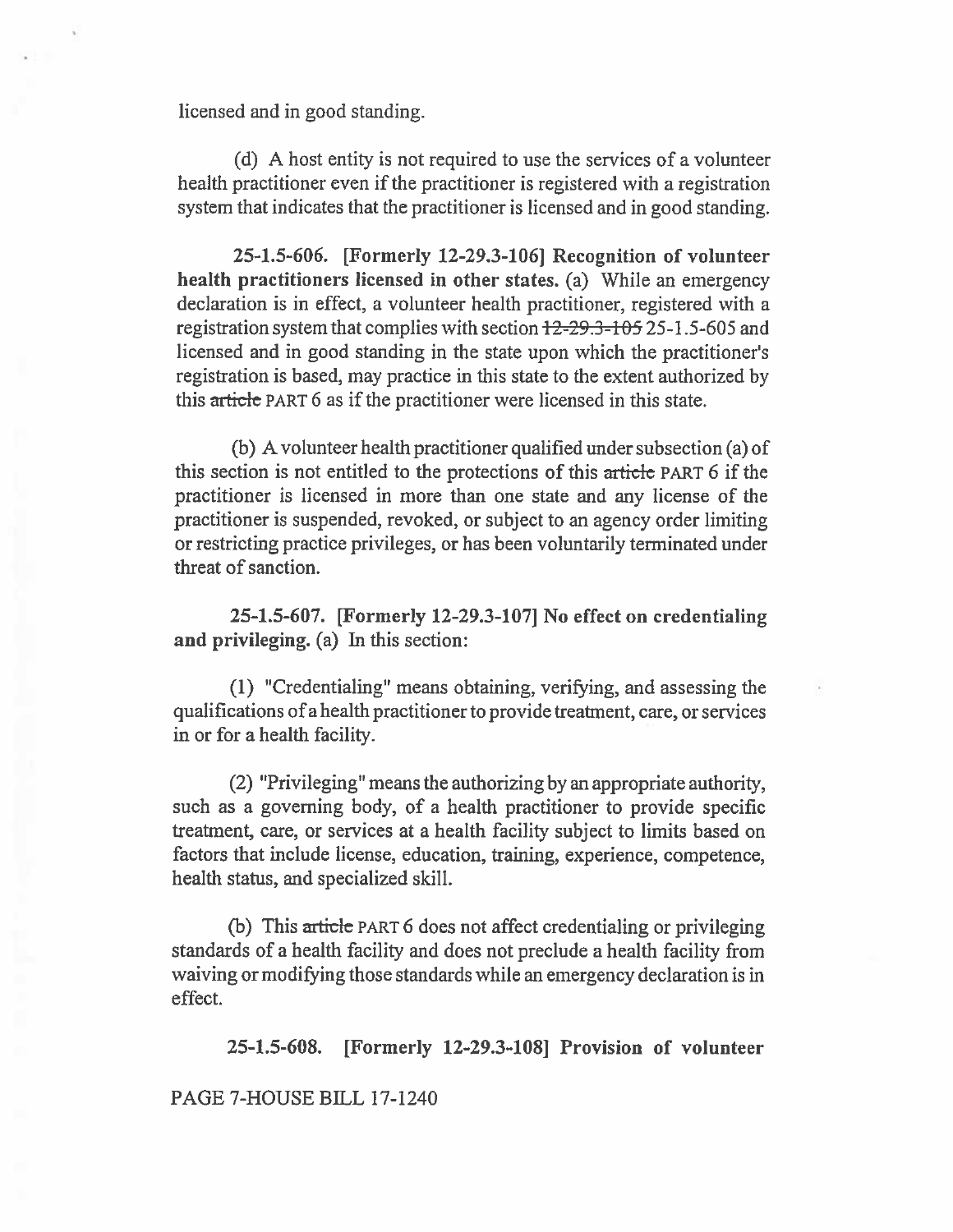licensed and in good standing.

(d) A host entity is not required to use the services of a volunteer health practitioner even if the practitioner is registered with a registration system that indicates that the practitioner is licensed and in good standing.

**25-1.5-606. [Formerly 12-29.3-106] Recognition of volunteer health practitioners licensed in other states.** (a) While an emergency declaration is in effect, a volunteer health practitioner, registered with a registration system that complies with section ~~12-29.3-105~~ 25-1.5-605 and licensed and in good standing in the state upon which the practitioner's registration is based, may practice in this state to the extent authorized by this ~~article~~ PART 6 as if the practitioner were licensed in this state.

(b) A volunteer health practitioner qualified under subsection (a) of this section is not entitled to the protections of this ~~article~~ PART 6 if the practitioner is licensed in more than one state and any license of the practitioner is suspended, revoked, or subject to an agency order limiting or restricting practice privileges, or has been voluntarily terminated under threat of sanction.

**25-1.5-607. [Formerly 12-29.3-107] No effect on credentialing and privileging.** (a) In this section:

(1) "Credentialing" means obtaining, verifying, and assessing the qualifications of a health practitioner to provide treatment, care, or services in or for a health facility.

(2) "Privileging" means the authorizing by an appropriate authority, such as a governing body, of a health practitioner to provide specific treatment, care, or services at a health facility subject to limits based on factors that include license, education, training, experience, competence, health status, and specialized skill.

(b) This ~~article~~ PART 6 does not affect credentialing or privileging standards of a health facility and does not preclude a health facility from waiving or modifying those standards while an emergency declaration is in effect.

**25-1.5-608. [Formerly 12-29.3-108] Provision of volunteer**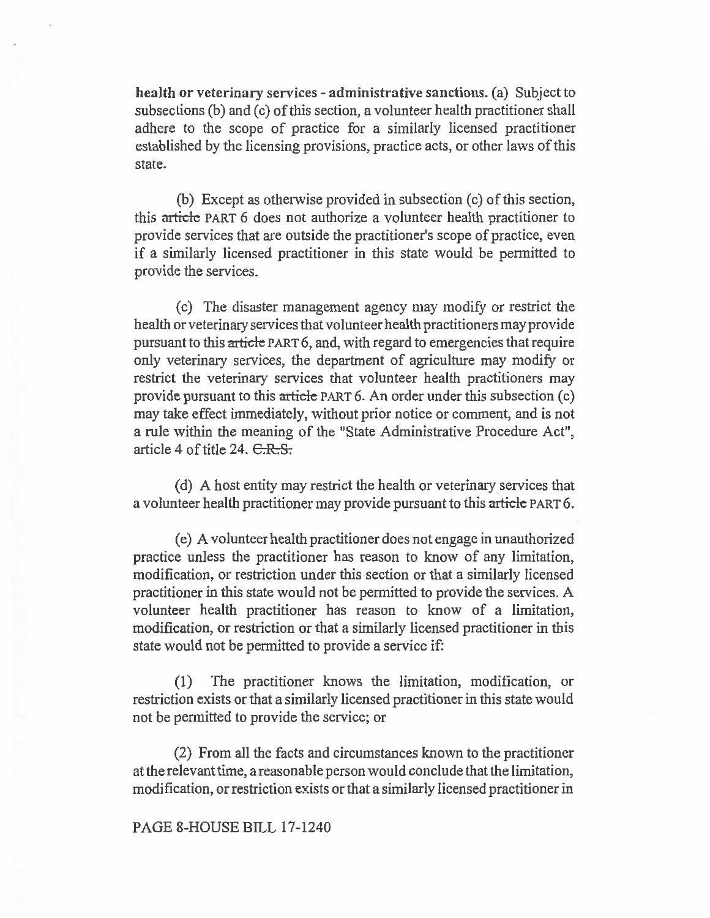**health or veterinary services - administrative sanctions.** (a) Subject to subsections (b) and (c) of this section, a volunteer health practitioner shall adhere to the scope of practice for a similarly licensed practitioner established by the licensing provisions, practice acts, or other laws of this state.

(b) Except as otherwise provided in subsection (c) of this section, this ~~article~~ PART 6 does not authorize a volunteer health practitioner to provide services that are outside the practitioner's scope of practice, even if a similarly licensed practitioner in this state would be permitted to provide the services.

(c) The disaster management agency may modify or restrict the health or veterinary services that volunteer health practitioners may provide pursuant to this ~~article~~ PART 6, and, with regard to emergencies that require only veterinary services, the department of agriculture may modify or restrict the veterinary services that volunteer health practitioners may provide pursuant to this ~~article~~ PART 6. An order under this subsection (c) may take effect immediately, without prior notice or comment, and is not a rule within the meaning of the "State Administrative Procedure Act", article 4 of title 24. ~~C.R.S.~~

(d) A host entity may restrict the health or veterinary services that a volunteer health practitioner may provide pursuant to this ~~article~~ PART 6.

(e) A volunteer health practitioner does not engage in unauthorized practice unless the practitioner has reason to know of any limitation, modification, or restriction under this section or that a similarly licensed practitioner in this state would not be permitted to provide the services. A volunteer health practitioner has reason to know of a limitation, modification, or restriction or that a similarly licensed practitioner in this state would not be permitted to provide a service if:

(1) The practitioner knows the limitation, modification, or restriction exists or that a similarly licensed practitioner in this state would not be permitted to provide the service; or

(2) From all the facts and circumstances known to the practitioner at the relevant time, a reasonable person would conclude that the limitation, modification, or restriction exists or that a similarly licensed practitioner in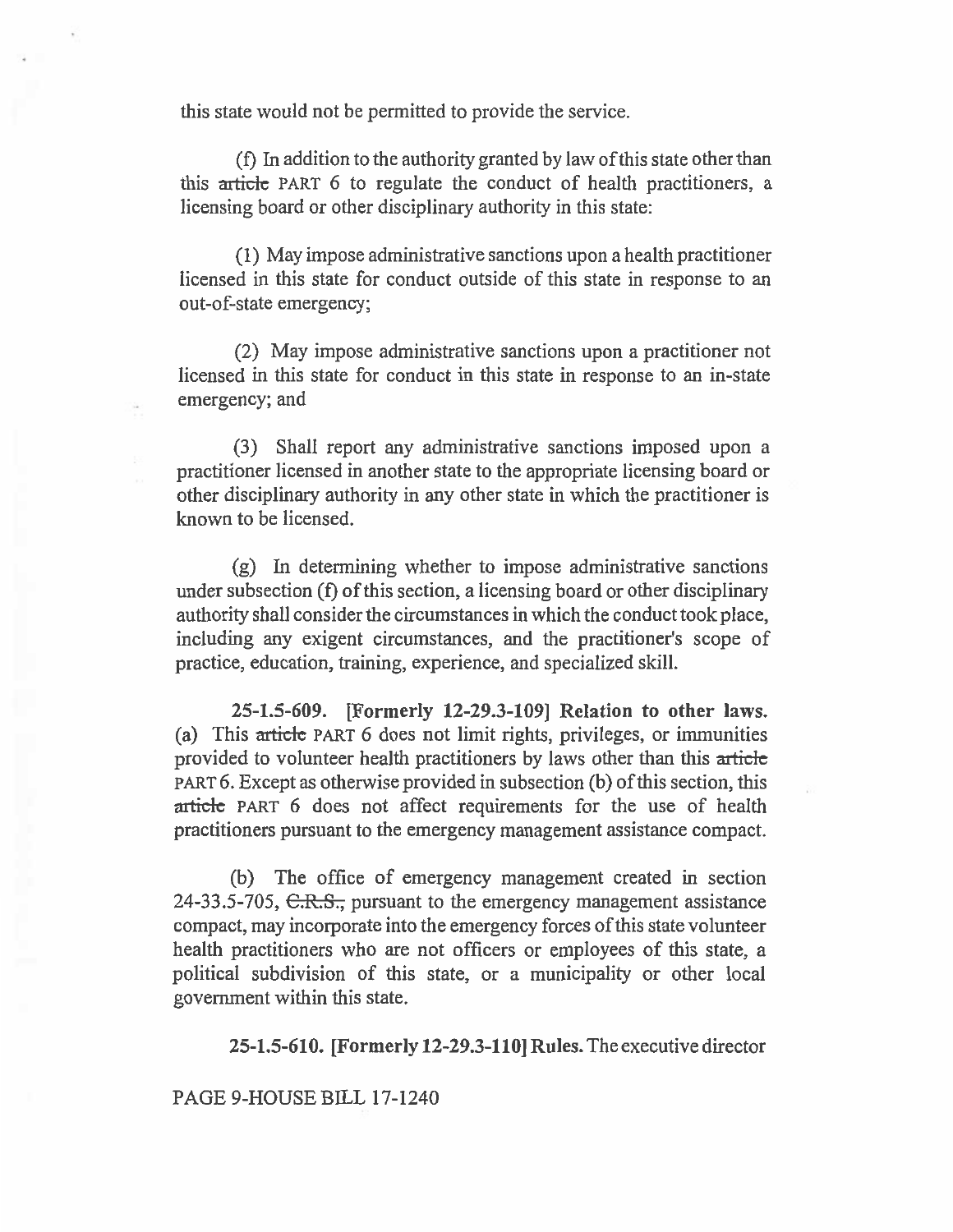this state would not be permitted to provide the service.

(f) In addition to the authority granted by law of this state other than this ~~article~~ PART 6 to regulate the conduct of health practitioners, a licensing board or other disciplinary authority in this state:

(1) May impose administrative sanctions upon a health practitioner licensed in this state for conduct outside of this state in response to an out-of-state emergency;

(2) May impose administrative sanctions upon a practitioner not licensed in this state for conduct in this state in response to an in-state emergency; and

(3) Shall report any administrative sanctions imposed upon a practitioner licensed in another state to the appropriate licensing board or other disciplinary authority in any other state in which the practitioner is known to be licensed.

(g) In determining whether to impose administrative sanctions under subsection (f) of this section, a licensing board or other disciplinary authority shall consider the circumstances in which the conduct took place, including any exigent circumstances, and the practitioner's scope of practice, education, training, experience, and specialized skill.

**25-1.5-609. [Formerly 12-29.3-109] Relation to other laws.** (a) This ~~article~~ PART 6 does not limit rights, privileges, or immunities provided to volunteer health practitioners by laws other than this ~~article~~ PART 6. Except as otherwise provided in subsection (b) of this section, this ~~article~~ PART 6 does not affect requirements for the use of health practitioners pursuant to the emergency management assistance compact.

(b) The office of emergency management created in section 24-33.5-705, ~~C.R.S.,~~ pursuant to the emergency management assistance compact, may incorporate into the emergency forces of this state volunteer health practitioners who are not officers or employees of this state, a political subdivision of this state, or a municipality or other local government within this state.

**25-1.5-610. [Formerly 12-29.3-110] Rules.** The executive director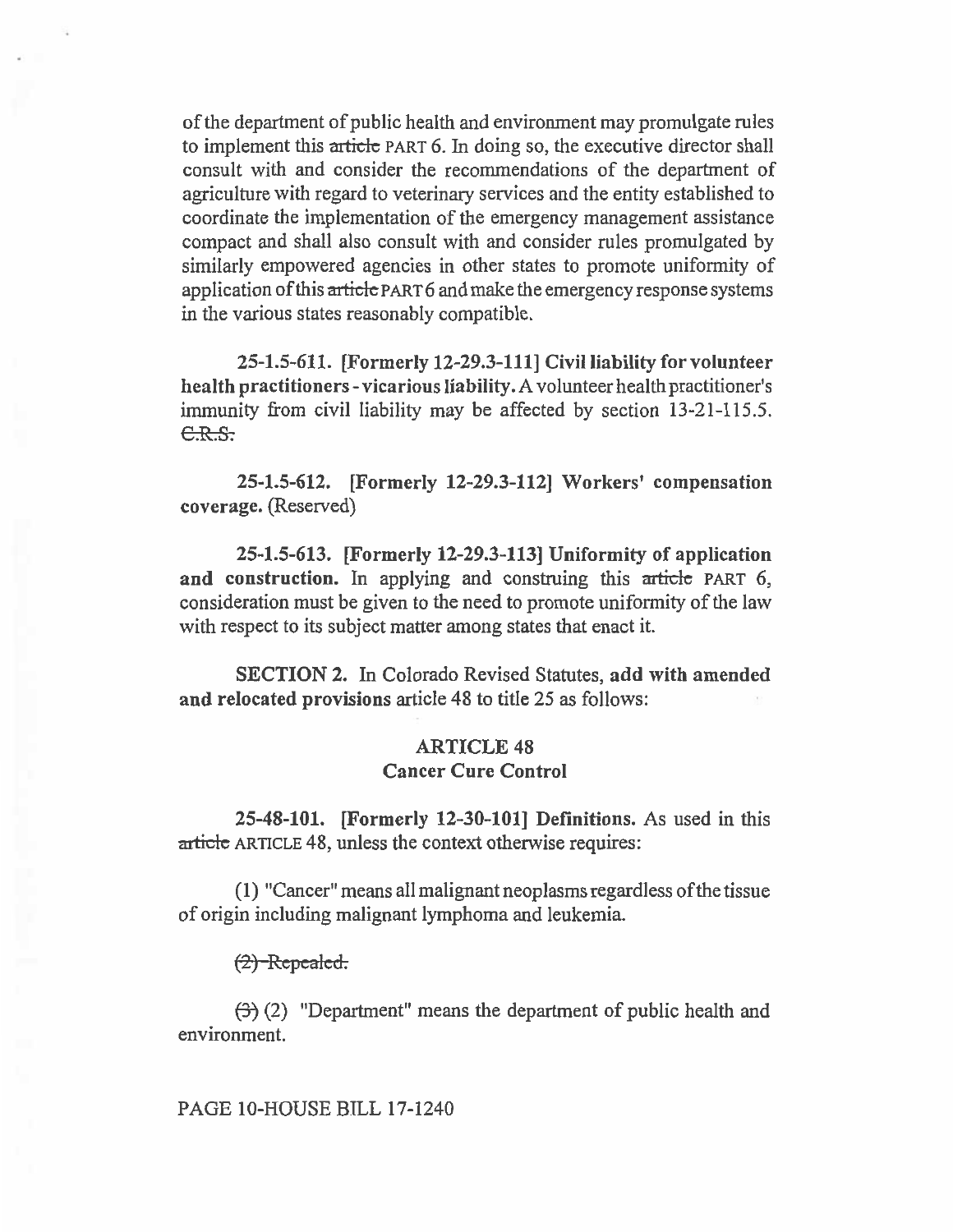of the department of public health and environment may promulgate rules to implement this ~~article~~ PART 6. In doing so, the executive director shall consult with and consider the recommendations of the department of agriculture with regard to veterinary services and the entity established to coordinate the implementation of the emergency management assistance compact and shall also consult with and consider rules promulgated by similarly empowered agencies in other states to promote uniformity of application of this ~~article~~ PART 6 and make the emergency response systems in the various states reasonably compatible.

**25-1.5-611. [Formerly 12-29.3-111] Civil liability for volunteer health practitioners - vicarious liability.** A volunteer health practitioner's immunity from civil liability may be affected by section 13-21-115.5. ~~C.R.S.~~

**25-1.5-612. [Formerly 12-29.3-112] Workers' compensation coverage.** (Reserved)

**25-1.5-613. [Formerly 12-29.3-113] Uniformity of application and construction.** In applying and construing this ~~article~~ PART 6, consideration must be given to the need to promote uniformity of the law with respect to its subject matter among states that enact it.

**SECTION 2.** In Colorado Revised Statutes, **add with amended and relocated provisions** article 48 to title 25 as follows:

## ARTICLE 48
## Cancer Cure Control

**25-48-101. [Formerly 12-30-101] Definitions.** As used in this ~~article~~ ARTICLE 48, unless the context otherwise requires:

(1) "Cancer" means all malignant neoplasms regardless of the tissue of origin including malignant lymphoma and leukemia.

~~(2) Repealed.~~

~~(3)~~ (2) "Department" means the department of public health and environment.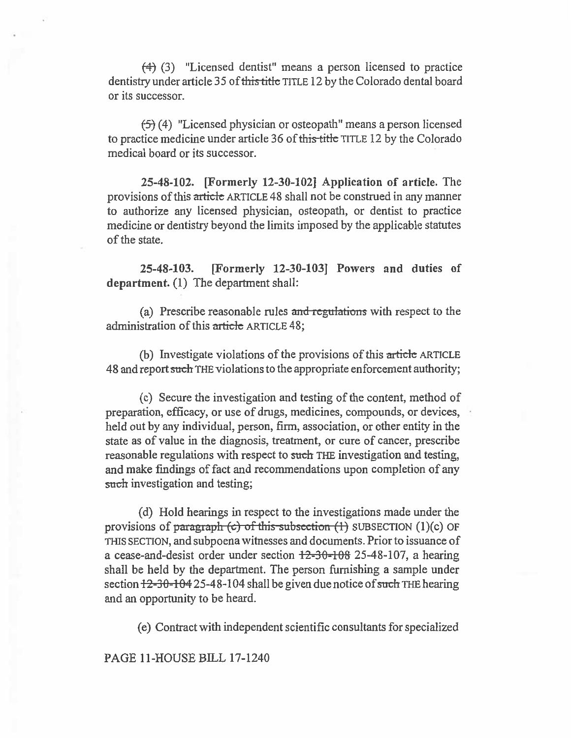~~(4)~~ (3) "Licensed dentist" means a person licensed to practice dentistry under article 35 of ~~this title~~ TITLE 12 by the Colorado dental board or its successor.

~~(5)~~ (4) "Licensed physician or osteopath" means a person licensed to practice medicine under article 36 of ~~this title~~ TITLE 12 by the Colorado medical board or its successor.

**25-48-102. [Formerly 12-30-102] Application of article.** The provisions of this ~~article~~ ARTICLE 48 shall not be construed in any manner to authorize any licensed physician, osteopath, or dentist to practice medicine or dentistry beyond the limits imposed by the applicable statutes of the state.

**25-48-103. [Formerly 12-30-103] Powers and duties of department.** (1) The department shall:

(a) Prescribe reasonable rules ~~and regulations~~ with respect to the administration of this ~~article~~ ARTICLE 48;

(b) Investigate violations of the provisions of this ~~article~~ ARTICLE 48 and report ~~such~~ THE violations to the appropriate enforcement authority;

(c) Secure the investigation and testing of the content, method of preparation, efficacy, or use of drugs, medicines, compounds, or devices, held out by any individual, person, firm, association, or other entity in the state as of value in the diagnosis, treatment, or cure of cancer, prescribe reasonable regulations with respect to ~~such~~ THE investigation and testing, and make findings of fact and recommendations upon completion of any ~~such~~ investigation and testing;

(d) Hold hearings in respect to the investigations made under the provisions of ~~paragraph (c) of this subsection (1)~~ SUBSECTION (1)(c) OF THIS SECTION, and subpoena witnesses and documents. Prior to issuance of a cease-and-desist order under section ~~12-30-108~~ 25-48-107, a hearing shall be held by the department. The person furnishing a sample under section ~~12-30-104~~ 25-48-104 shall be given due notice of ~~such~~ THE hearing and an opportunity to be heard.

(e) Contract with independent scientific consultants for specialized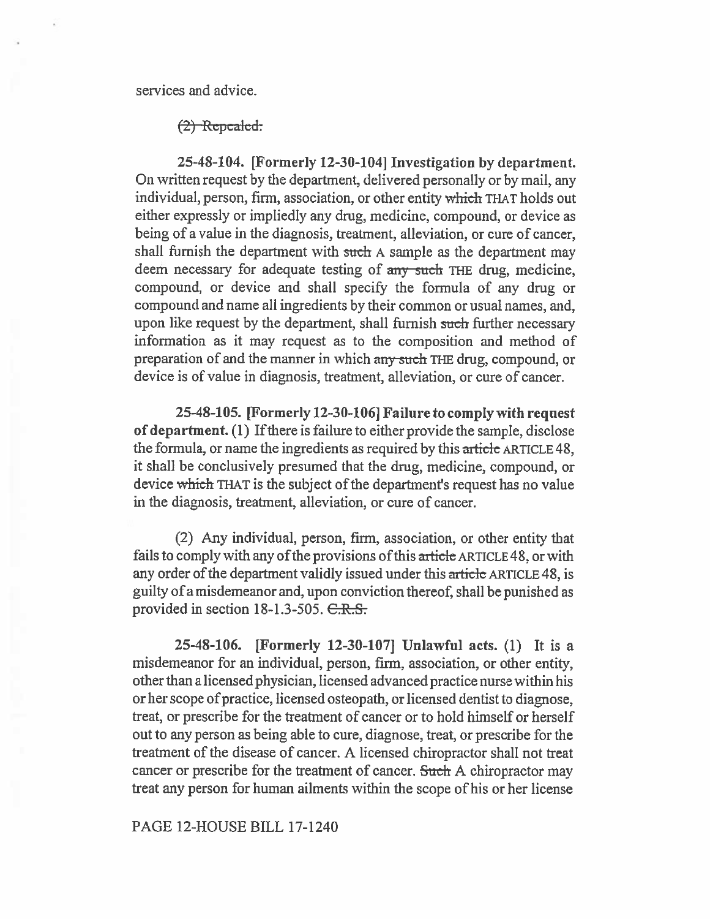services and advice.

~~(2) Repealed.~~

**25-48-104. [Formerly 12-30-104] Investigation by department.** On written request by the department, delivered personally or by mail, any individual, person, firm, association, or other entity ~~which~~ THAT holds out either expressly or impliedly any drug, medicine, compound, or device as being of a value in the diagnosis, treatment, alleviation, or cure of cancer, shall furnish the department with ~~such~~ A sample as the department may deem necessary for adequate testing of ~~any such~~ THE drug, medicine, compound, or device and shall specify the formula of any drug or compound and name all ingredients by their common or usual names, and, upon like request by the department, shall furnish ~~such~~ further necessary information as it may request as to the composition and method of preparation of and the manner in which ~~any such~~ THE drug, compound, or device is of value in diagnosis, treatment, alleviation, or cure of cancer.

**25-48-105. [Formerly 12-30-106] Failure to comply with request of department.** (1) If there is failure to either provide the sample, disclose the formula, or name the ingredients as required by this ~~article~~ ARTICLE 48, it shall be conclusively presumed that the drug, medicine, compound, or device ~~which~~ THAT is the subject of the department's request has no value in the diagnosis, treatment, alleviation, or cure of cancer.

(2) Any individual, person, firm, association, or other entity that fails to comply with any of the provisions of this ~~article~~ ARTICLE 48, or with any order of the department validly issued under this ~~article~~ ARTICLE 48, is guilty of a misdemeanor and, upon conviction thereof, shall be punished as provided in section 18-1.3-505. ~~C.R.S.~~

**25-48-106. [Formerly 12-30-107] Unlawful acts.** (1) It is a misdemeanor for an individual, person, firm, association, or other entity, other than a licensed physician, licensed advanced practice nurse within his or her scope of practice, licensed osteopath, or licensed dentist to diagnose, treat, or prescribe for the treatment of cancer or to hold himself or herself out to any person as being able to cure, diagnose, treat, or prescribe for the treatment of the disease of cancer. A licensed chiropractor shall not treat cancer or prescribe for the treatment of cancer. ~~Such~~ A chiropractor may treat any person for human ailments within the scope of his or her license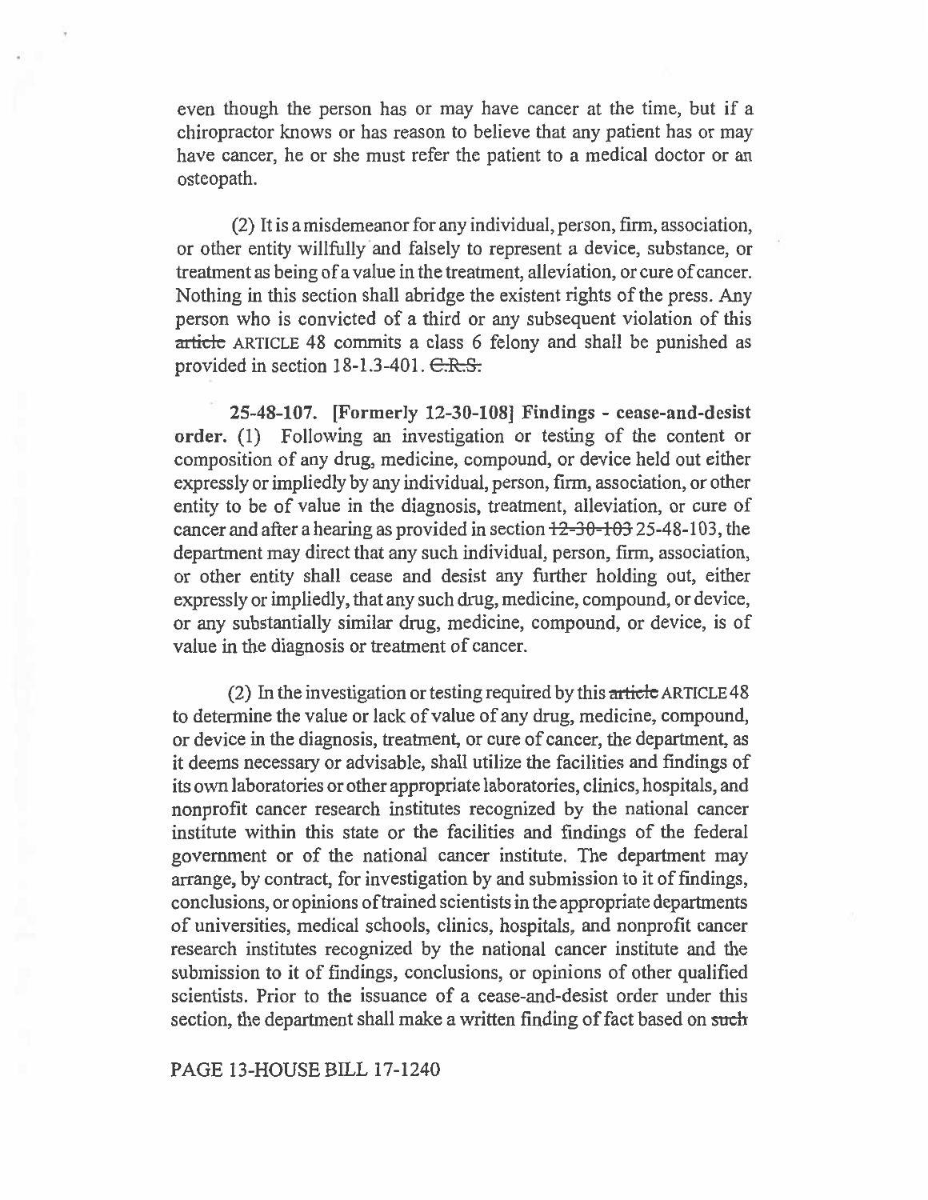even though the person has or may have cancer at the time, but if a chiropractor knows or has reason to believe that any patient has or may have cancer, he or she must refer the patient to a medical doctor or an osteopath.

(2) It is a misdemeanor for any individual, person, firm, association, or other entity willfully and falsely to represent a device, substance, or treatment as being of a value in the treatment, alleviation, or cure of cancer. Nothing in this section shall abridge the existent rights of the press. Any person who is convicted of a third or any subsequent violation of this ~~article~~ ARTICLE 48 commits a class 6 felony and shall be punished as provided in section 18-1.3-401. ~~C.R.S.~~

**25-48-107. [Formerly 12-30-108] Findings - cease-and-desist order.** (1) Following an investigation or testing of the content or composition of any drug, medicine, compound, or device held out either expressly or impliedly by any individual, person, firm, association, or other entity to be of value in the diagnosis, treatment, alleviation, or cure of cancer and after a hearing as provided in section ~~12-30-103~~ 25-48-103, the department may direct that any such individual, person, firm, association, or other entity shall cease and desist any further holding out, either expressly or impliedly, that any such drug, medicine, compound, or device, or any substantially similar drug, medicine, compound, or device, is of value in the diagnosis or treatment of cancer.

(2) In the investigation or testing required by this ~~article~~ ARTICLE 48 to determine the value or lack of value of any drug, medicine, compound, or device in the diagnosis, treatment, or cure of cancer, the department, as it deems necessary or advisable, shall utilize the facilities and findings of its own laboratories or other appropriate laboratories, clinics, hospitals, and nonprofit cancer research institutes recognized by the national cancer institute within this state or the facilities and findings of the federal government or of the national cancer institute. The department may arrange, by contract, for investigation by and submission to it of findings, conclusions, or opinions of trained scientists in the appropriate departments of universities, medical schools, clinics, hospitals, and nonprofit cancer research institutes recognized by the national cancer institute and the submission to it of findings, conclusions, or opinions of other qualified scientists. Prior to the issuance of a cease-and-desist order under this section, the department shall make a written finding of fact based on ~~such~~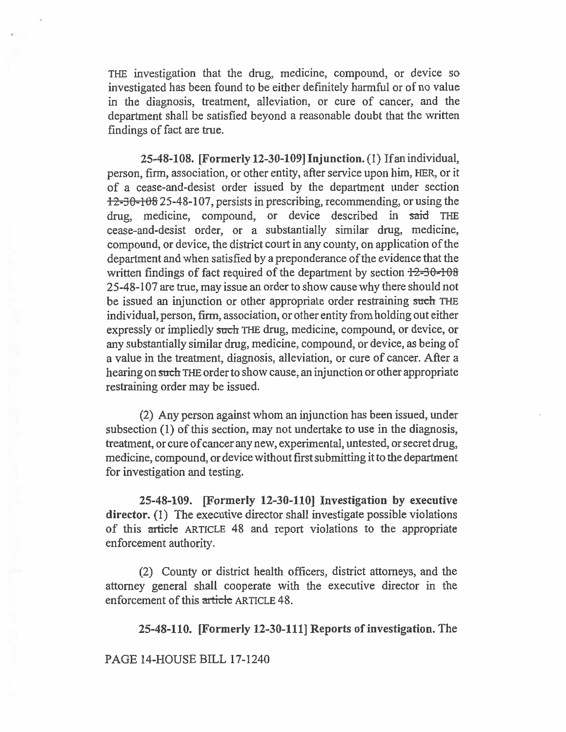THE investigation that the drug, medicine, compound, or device so investigated has been found to be either definitely harmful or of no value in the diagnosis, treatment, alleviation, or cure of cancer, and the department shall be satisfied beyond a reasonable doubt that the written findings of fact are true.

**25-48-108. [Formerly 12-30-109] Injunction.** (1) If an individual, person, firm, association, or other entity, after service upon him, HER, or it of a cease-and-desist order issued by the department under section ~~12-30-108~~ 25-48-107, persists in prescribing, recommending, or using the drug, medicine, compound, or device described in ~~said~~ THE cease-and-desist order, or a substantially similar drug, medicine, compound, or device, the district court in any county, on application of the department and when satisfied by a preponderance of the evidence that the written findings of fact required of the department by section ~~12-30-108~~ 25-48-107 are true, may issue an order to show cause why there should not be issued an injunction or other appropriate order restraining ~~such~~ THE individual, person, firm, association, or other entity from holding out either expressly or impliedly ~~such~~ THE drug, medicine, compound, or device, or any substantially similar drug, medicine, compound, or device, as being of a value in the treatment, diagnosis, alleviation, or cure of cancer. After a hearing on ~~such~~ THE order to show cause, an injunction or other appropriate restraining order may be issued.

(2) Any person against whom an injunction has been issued, under subsection (1) of this section, may not undertake to use in the diagnosis, treatment, or cure of cancer any new, experimental, untested, or secret drug, medicine, compound, or device without first submitting it to the department for investigation and testing.

**25-48-109. [Formerly 12-30-110] Investigation by executive director.** (1) The executive director shall investigate possible violations of this ~~article~~ ARTICLE 48 and report violations to the appropriate enforcement authority.

(2) County or district health officers, district attorneys, and the attorney general shall cooperate with the executive director in the enforcement of this ~~article~~ ARTICLE 48.

**25-48-110. [Formerly 12-30-111] Reports of investigation.** The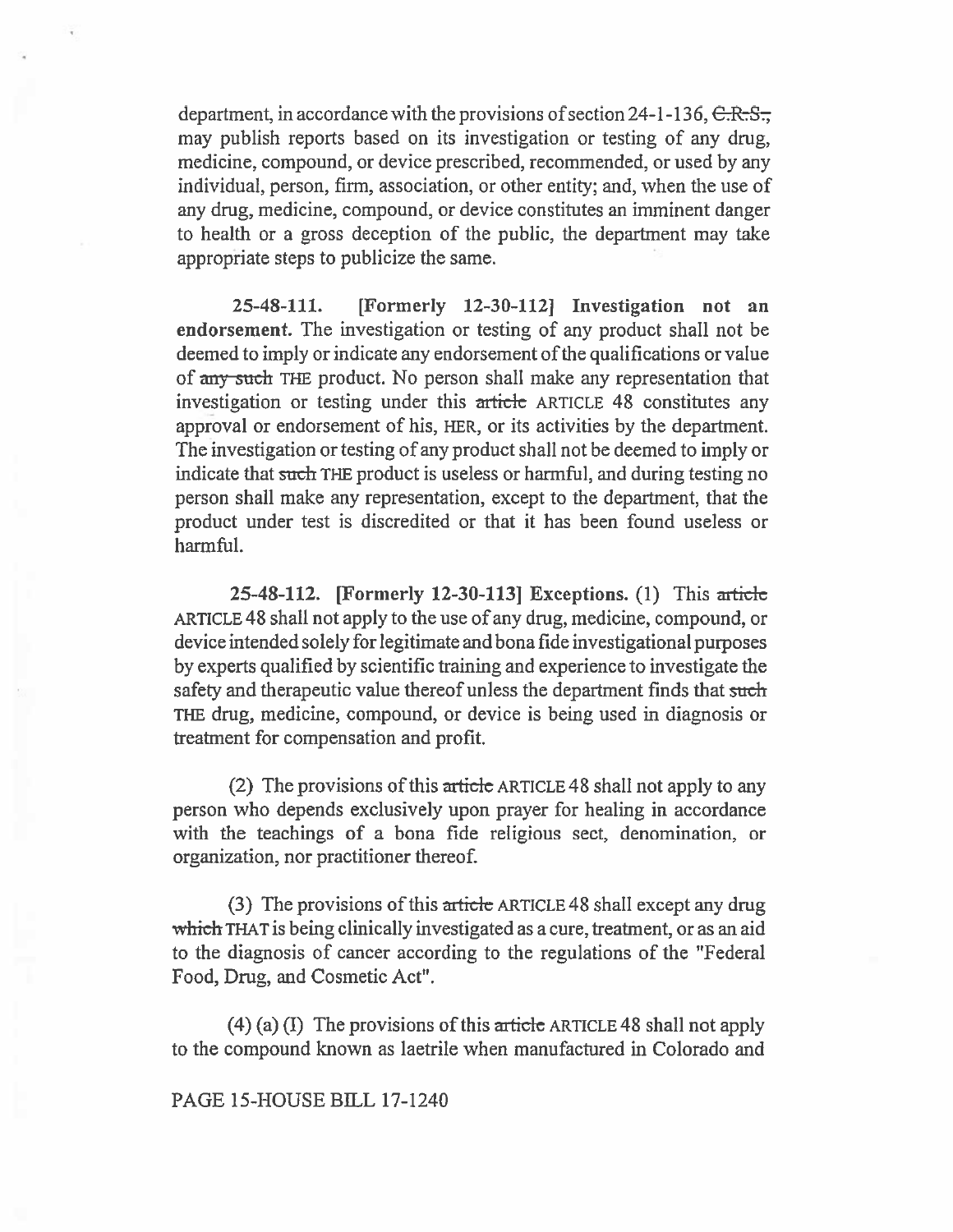department, in accordance with the provisions of section 24-1-136, ~~C.R.S.,~~ may publish reports based on its investigation or testing of any drug, medicine, compound, or device prescribed, recommended, or used by any individual, person, firm, association, or other entity; and, when the use of any drug, medicine, compound, or device constitutes an imminent danger to health or a gross deception of the public, the department may take appropriate steps to publicize the same.

**25-48-111. [Formerly 12-30-112] Investigation not an endorsement.** The investigation or testing of any product shall not be deemed to imply or indicate any endorsement of the qualifications or value of ~~any such~~ THE product. No person shall make any representation that investigation or testing under this ~~article~~ ARTICLE 48 constitutes any approval or endorsement of his, HER, or its activities by the department. The investigation or testing of any product shall not be deemed to imply or indicate that ~~such~~ THE product is useless or harmful, and during testing no person shall make any representation, except to the department, that the product under test is discredited or that it has been found useless or harmful.

**25-48-112. [Formerly 12-30-113] Exceptions.** (1) This ~~article~~ ARTICLE 48 shall not apply to the use of any drug, medicine, compound, or device intended solely for legitimate and bona fide investigational purposes by experts qualified by scientific training and experience to investigate the safety and therapeutic value thereof unless the department finds that ~~such~~ THE drug, medicine, compound, or device is being used in diagnosis or treatment for compensation and profit.

(2) The provisions of this ~~article~~ ARTICLE 48 shall not apply to any person who depends exclusively upon prayer for healing in accordance with the teachings of a bona fide religious sect, denomination, or organization, nor practitioner thereof.

(3) The provisions of this ~~article~~ ARTICLE 48 shall except any drug ~~which~~ THAT is being clinically investigated as a cure, treatment, or as an aid to the diagnosis of cancer according to the regulations of the "Federal Food, Drug, and Cosmetic Act".

(4) (a) (I) The provisions of this ~~article~~ ARTICLE 48 shall not apply to the compound known as laetrile when manufactured in Colorado and

PAGE 15-HOUSE BILL 17-1240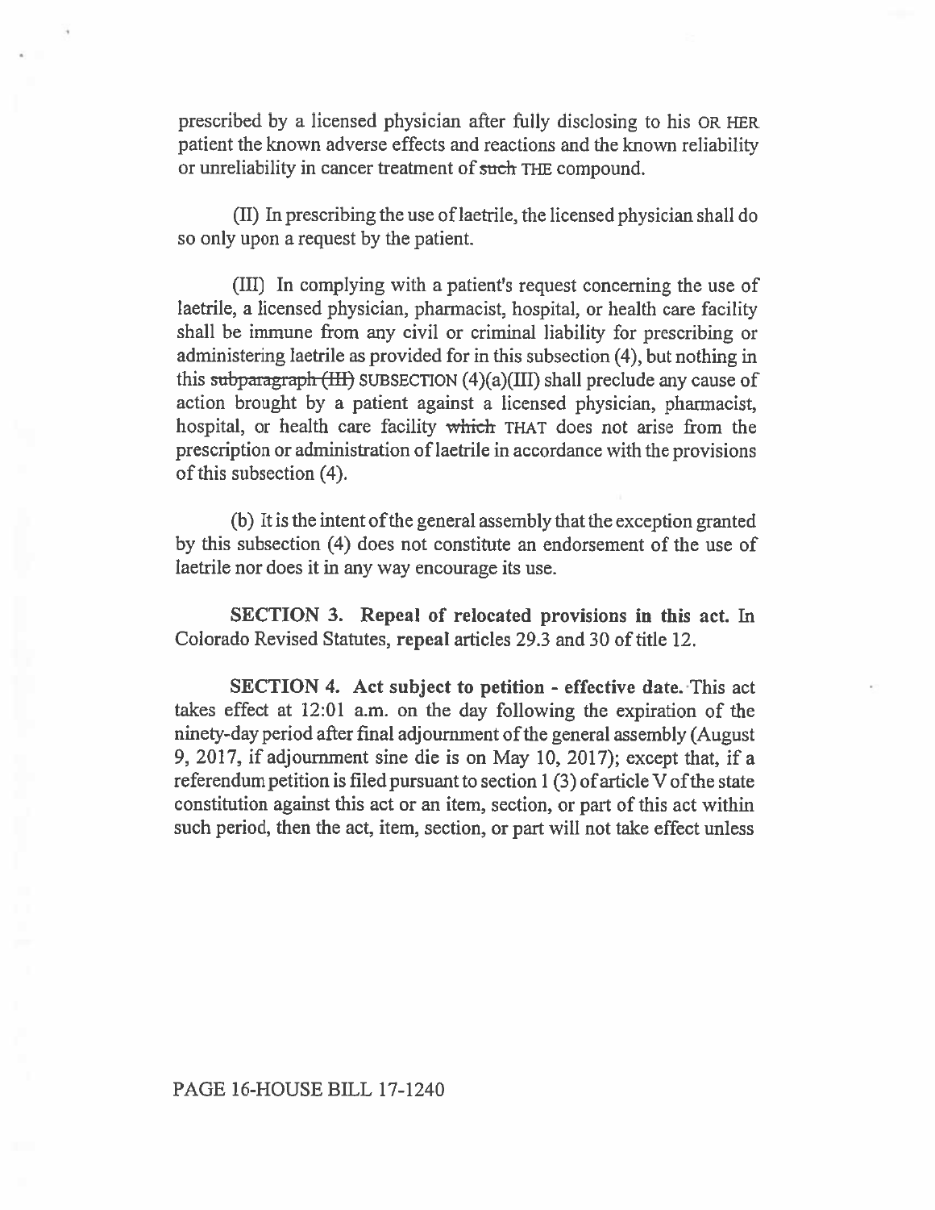prescribed by a licensed physician after fully disclosing to his OR HER patient the known adverse effects and reactions and the known reliability or unreliability in cancer treatment of ~~such~~ THE compound.

(II) In prescribing the use of laetrile, the licensed physician shall do so only upon a request by the patient.

(III) In complying with a patient's request concerning the use of laetrile, a licensed physician, pharmacist, hospital, or health care facility shall be immune from any civil or criminal liability for prescribing or administering laetrile as provided for in this subsection (4), but nothing in this ~~subparagraph (III)~~ SUBSECTION (4)(a)(III) shall preclude any cause of action brought by a patient against a licensed physician, pharmacist, hospital, or health care facility ~~which~~ THAT does not arise from the prescription or administration of laetrile in accordance with the provisions of this subsection (4).

(b) It is the intent of the general assembly that the exception granted by this subsection (4) does not constitute an endorsement of the use of laetrile nor does it in any way encourage its use.

**SECTION 3. Repeal of relocated provisions in this act.** In Colorado Revised Statutes, **repeal** articles 29.3 and 30 of title 12.

**SECTION 4. Act subject to petition - effective date.** This act takes effect at 12:01 a.m. on the day following the expiration of the ninety-day period after final adjournment of the general assembly (August 9, 2017, if adjournment sine die is on May 10, 2017); except that, if a referendum petition is filed pursuant to section 1 (3) of article V of the state constitution against this act or an item, section, or part of this act within such period, then the act, item, section, or part will not take effect unless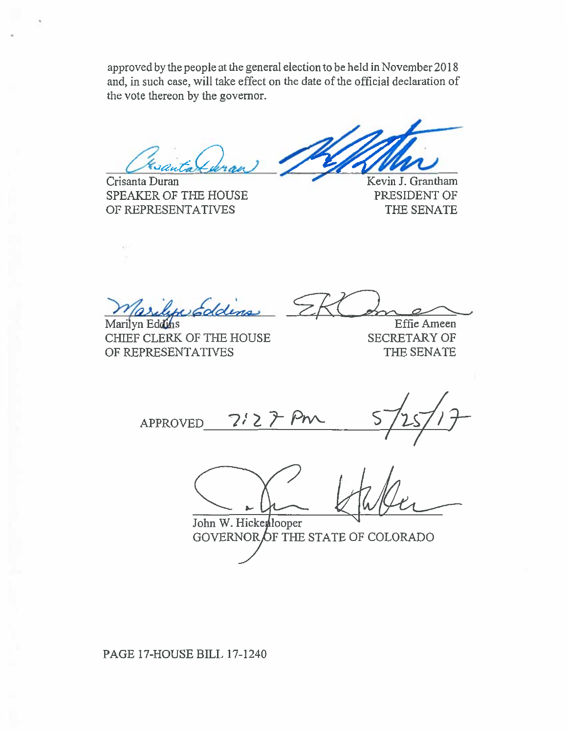approved by the people at the general election to be held in November 2018 and, in such case, will take effect on the date of the official declaration of the vote thereon by the governor.

Crisanta Duran
SPEAKER OF THE HOUSE
OF REPRESENTATIVES

Kevin J. Grantham
PRESIDENT OF
THE SENATE

Marilyn Eddins
CHIEF CLERK OF THE HOUSE
OF REPRESENTATIVES

Effie Ameen
SECRETARY OF
THE SENATE

APPROVED 7:27 PM 5/25/17

John W. Hickenlooper
GOVERNOR OF THE STATE OF COLORADO

PAGE 17-HOUSE BILL 17-1240